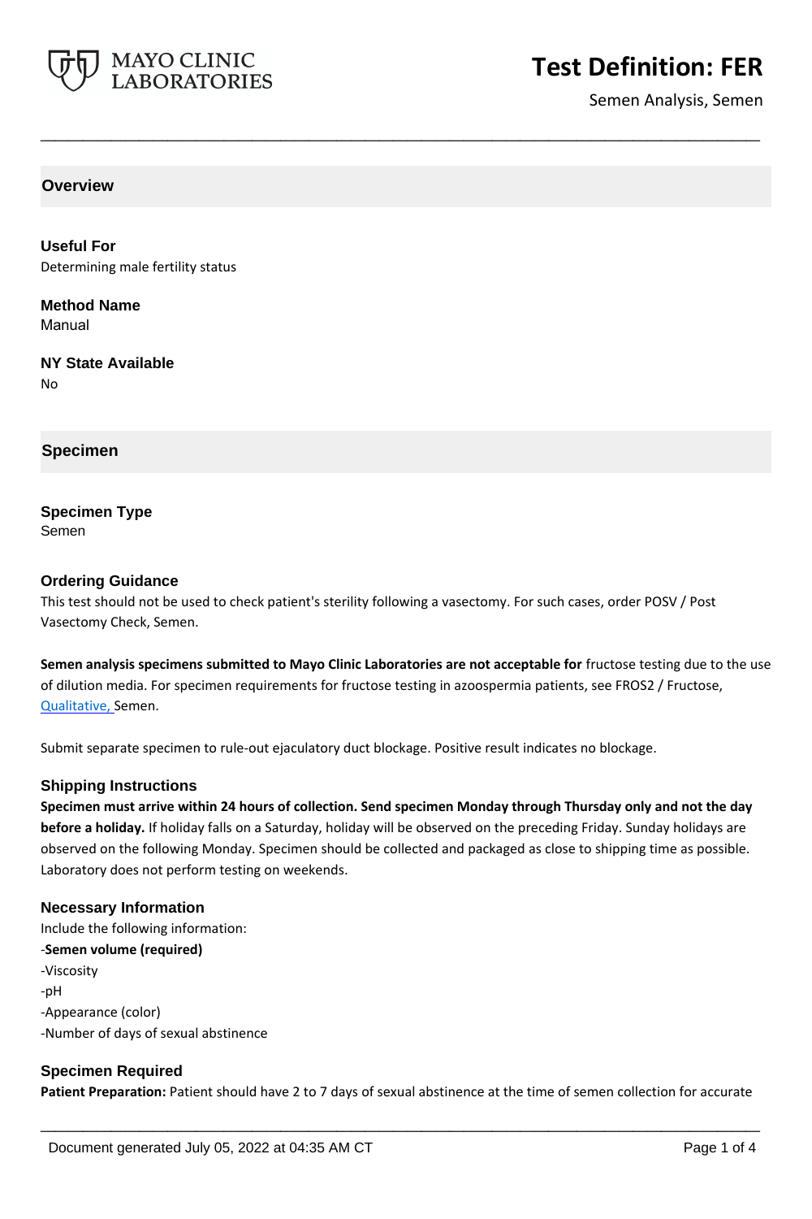# Test Definition: FER

Semen Analysis, Semen

## Overview

### Useful For

Determining male fertility status

### Method Name

Manual

### NY State Available

No

## Specimen

### Specimen Type

Semen

### Ordering Guidance

This test should not be used to check patient's sterility following a vasectomy. For such cases, order POSV / Post Vasectomy Check, Semen.

**Semen analysis specimens submitted to Mayo Clinic Laboratories are not acceptable for** fructose testing due to the use of dilution media. For specimen requirements for fructose testing in azoospermia patients, see FROS2 / Fructose, Qualitative, Semen.

Submit separate specimen to rule-out ejaculatory duct blockage. Positive result indicates no blockage.

### Shipping Instructions

**Specimen must arrive within 24 hours of collection. Send specimen Monday through Thursday only and not the day before a holiday.** If holiday falls on a Saturday, holiday will be observed on the preceding Friday. Sunday holidays are observed on the following Monday. Specimen should be collected and packaged as close to shipping time as possible. Laboratory does not perform testing on weekends.

### Necessary Information

Include the following information:

-**Semen volume (required)**

-Viscosity

-pH

-Appearance (color)

-Number of days of sexual abstinence

### Specimen Required

**Patient Preparation:** Patient should have 2 to 7 days of sexual abstinence at the time of semen collection for accurate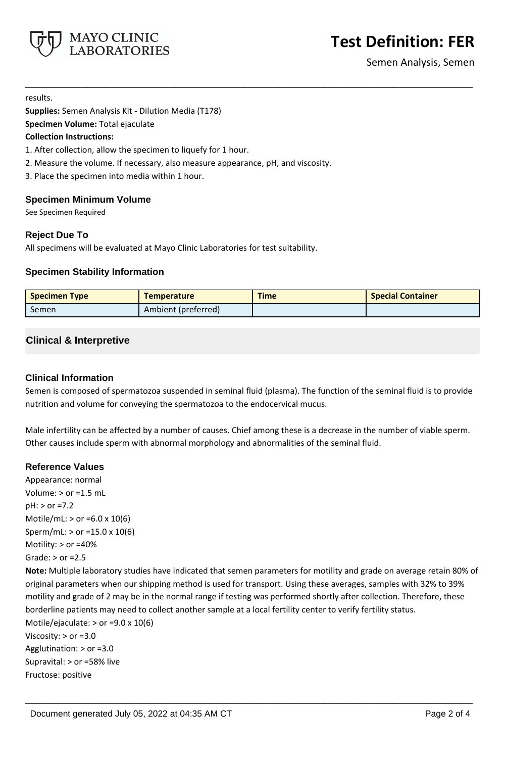results.

**Supplies:** Semen Analysis Kit - Dilution Media (T178)

**Specimen Volume:** Total ejaculate

**Collection Instructions:**

1. After collection, allow the specimen to liquefy for 1 hour.
2. Measure the volume. If necessary, also measure appearance, pH, and viscosity.
3. Place the specimen into media within 1 hour.

### Specimen Minimum Volume

See Specimen Required

### Reject Due To

All specimens will be evaluated at Mayo Clinic Laboratories for test suitability.

### Specimen Stability Information

| Specimen Type | Temperature | Time | Special Container |
|---|---|---|---|
| Semen | Ambient (preferred) | | |

## Clinical & Interpretive

### Clinical Information

Semen is composed of spermatozoa suspended in seminal fluid (plasma). The function of the seminal fluid is to provide nutrition and volume for conveying the spermatozoa to the endocervical mucus.

Male infertility can be affected by a number of causes. Chief among these is a decrease in the number of viable sperm. Other causes include sperm with abnormal morphology and abnormalities of the seminal fluid.

### Reference Values

Appearance: normal

Volume: > or =1.5 mL

pH: > or =7.2

Motile/mL: > or =6.0 x 10(6)

Sperm/mL: > or =15.0 x 10(6)

Motility: > or =40%

Grade: > or =2.5

**Note:** Multiple laboratory studies have indicated that semen parameters for motility and grade on average retain 80% of original parameters when our shipping method is used for transport. Using these averages, samples with 32% to 39% motility and grade of 2 may be in the normal range if testing was performed shortly after collection. Therefore, these borderline patients may need to collect another sample at a local fertility center to verify fertility status.

Motile/ejaculate: > or =9.0 x 10(6)

Viscosity: > or =3.0

Agglutination: > or =3.0

Supravital: > or =58% live

Fructose: positive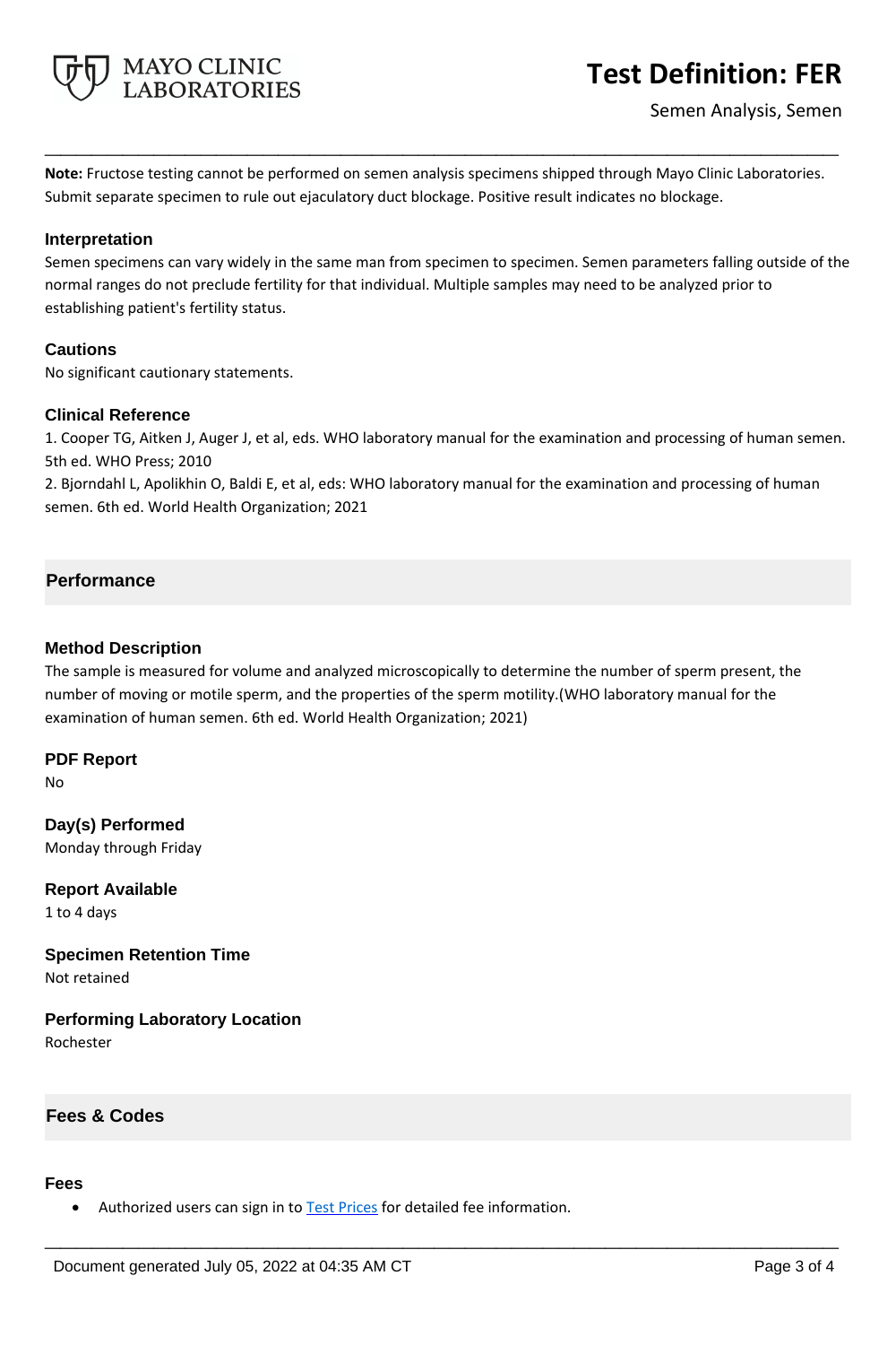**Note:** Fructose testing cannot be performed on semen analysis specimens shipped through Mayo Clinic Laboratories. Submit separate specimen to rule out ejaculatory duct blockage. Positive result indicates no blockage.

### Interpretation

Semen specimens can vary widely in the same man from specimen to specimen. Semen parameters falling outside of the normal ranges do not preclude fertility for that individual. Multiple samples may need to be analyzed prior to establishing patient's fertility status.

### Cautions

No significant cautionary statements.

### Clinical Reference

1. Cooper TG, Aitken J, Auger J, et al, eds. WHO laboratory manual for the examination and processing of human semen. 5th ed. WHO Press; 2010
2. Bjorndahl L, Apolikhin O, Baldi E, et al, eds: WHO laboratory manual for the examination and processing of human semen. 6th ed. World Health Organization; 2021

## Performance

### Method Description

The sample is measured for volume and analyzed microscopically to determine the number of sperm present, the number of moving or motile sperm, and the properties of the sperm motility.(WHO laboratory manual for the examination of human semen. 6th ed. World Health Organization; 2021)

### PDF Report

No

### Day(s) Performed

Monday through Friday

### Report Available

1 to 4 days

### Specimen Retention Time

Not retained

### Performing Laboratory Location

Rochester

## Fees & Codes

### Fees

- Authorized users can sign in to Test Prices for detailed fee information.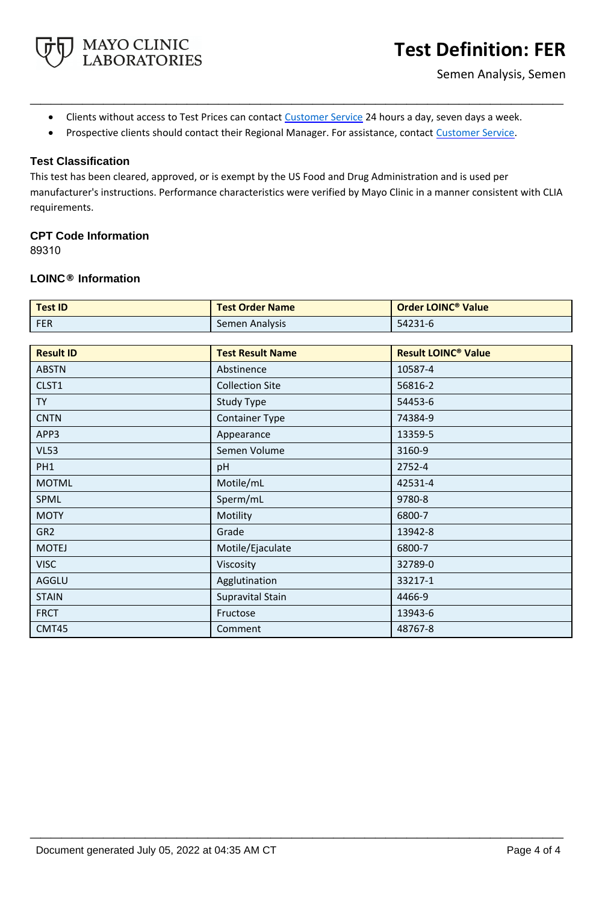- Clients without access to Test Prices can contact Customer Service 24 hours a day, seven days a week.
- Prospective clients should contact their Regional Manager. For assistance, contact Customer Service.

### Test Classification

This test has been cleared, approved, or is exempt by the US Food and Drug Administration and is used per manufacturer's instructions. Performance characteristics were verified by Mayo Clinic in a manner consistent with CLIA requirements.

### CPT Code Information

89310

### LOINC® Information

| Test ID | Test Order Name | Order LOINC® Value |
|---|---|---|
| FER | Semen Analysis | 54231-6 |

| Result ID | Test Result Name | Result LOINC® Value |
|---|---|---|
| ABSTN | Abstinence | 10587-4 |
| CLST1 | Collection Site | 56816-2 |
| TY | Study Type | 54453-6 |
| CNTN | Container Type | 74384-9 |
| APP3 | Appearance | 13359-5 |
| VL53 | Semen Volume | 3160-9 |
| PH1 | pH | 2752-4 |
| MOTML | Motile/mL | 42531-4 |
| SPML | Sperm/mL | 9780-8 |
| MOTY | Motility | 6800-7 |
| GR2 | Grade | 13942-8 |
| MOTEJ | Motile/Ejaculate | 6800-7 |
| VISC | Viscosity | 32789-0 |
| AGGLU | Agglutination | 33217-1 |
| STAIN | Supravital Stain | 4466-9 |
| FRCT | Fructose | 13943-6 |
| CMT45 | Comment | 48767-8 |